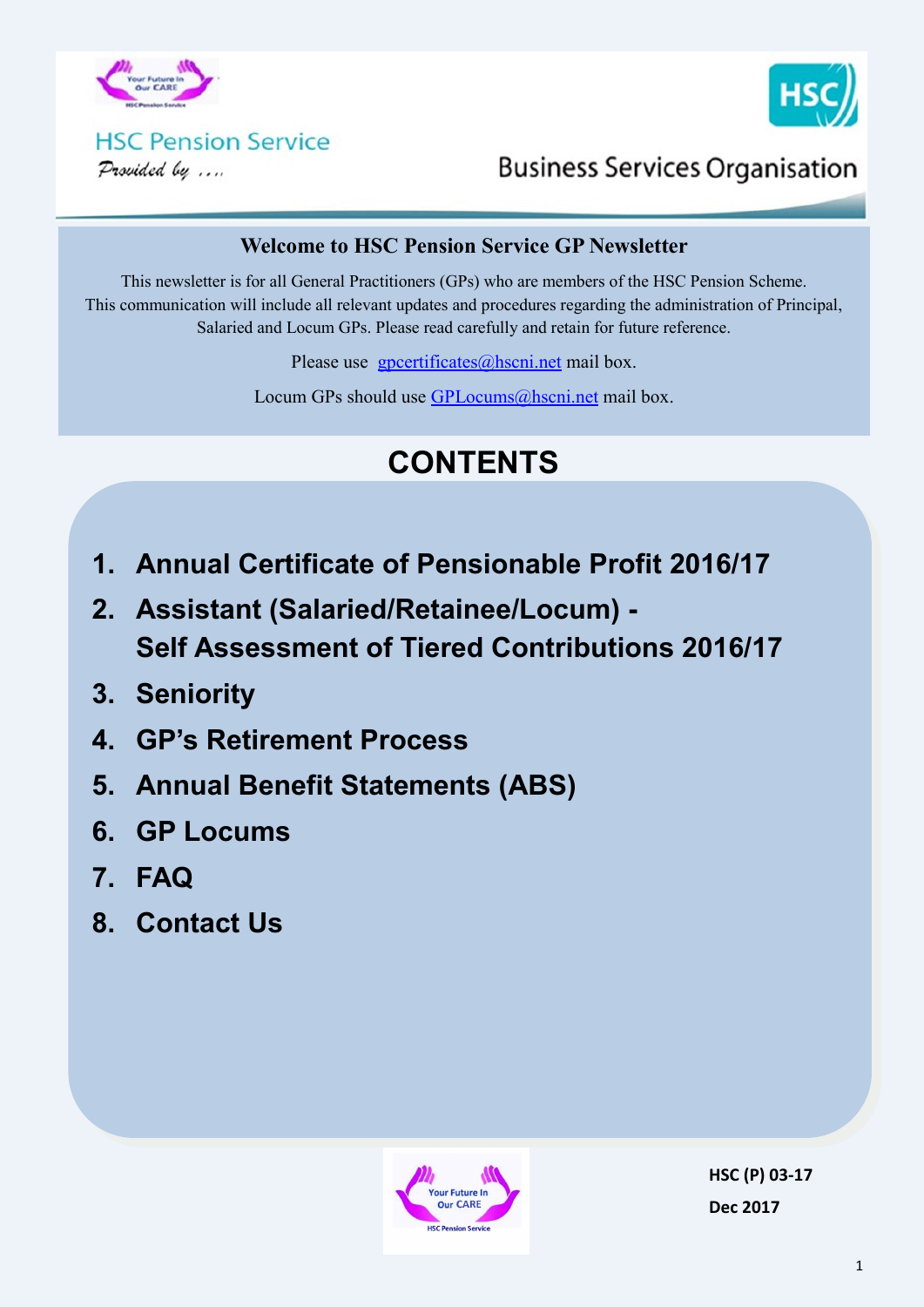HSC Pension Service

*Provided by ....*

Business Services Organisation

## Welcome to HSC Pension Service GP Newsletter

This newsletter is for all General Practitioners (GPs) who are members of the HSC Pension Scheme. This communication will include all relevant updates and procedures regarding the administration of Principal, Salaried and Locum GPs. Please read carefully and retain for future reference.

Please use gpcertificates@hscni.net mail box.

Locum GPs should use GPLocums@hscni.net mail box.

# CONTENTS

1. **Annual Certificate of Pensionable Profit 2016/17**
2. **Assistant (Salaried/Retainee/Locum) - Self Assessment of Tiered Contributions 2016/17**
3. **Seniority**
4. **GP's Retirement Process**
5. **Annual Benefit Statements (ABS)**
6. **GP Locums**
7. **FAQ**
8. **Contact Us**

**HSC (P) 03-17**

**Dec 2017**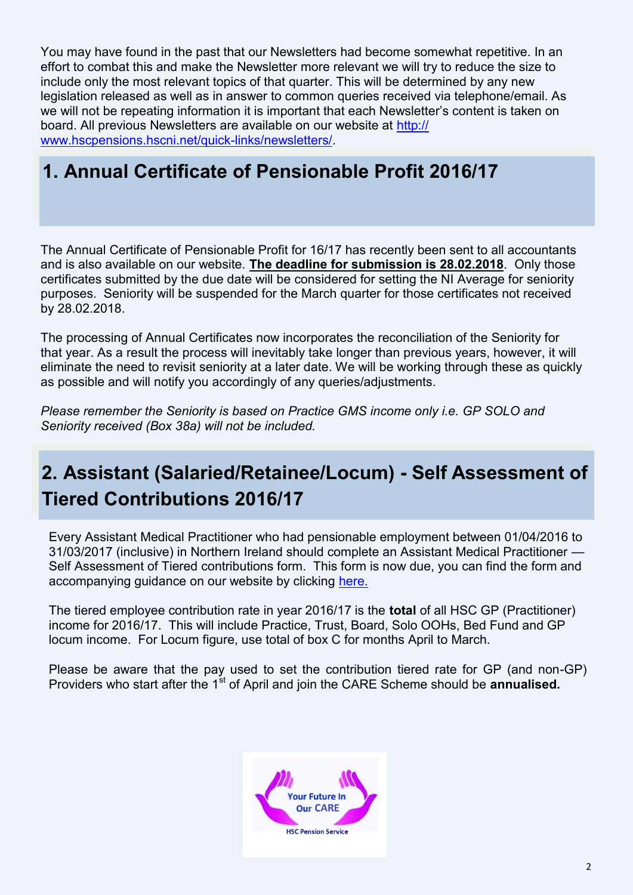You may have found in the past that our Newsletters had become somewhat repetitive. In an effort to combat this and make the Newsletter more relevant we will try to reduce the size to include only the most relevant topics of that quarter. This will be determined by any new legislation released as well as in answer to common queries received via telephone/email. As we will not be repeating information it is important that each Newsletter's content is taken on board. All previous Newsletters are available on our website at http://www.hscpensions.hscni.net/quick-links/newsletters/.

## 1. Annual Certificate of Pensionable Profit 2016/17

The Annual Certificate of Pensionable Profit for 16/17 has recently been sent to all accountants and is also available on our website. **The deadline for submission is 28.02.2018**. Only those certificates submitted by the due date will be considered for setting the NI Average for seniority purposes. Seniority will be suspended for the March quarter for those certificates not received by 28.02.2018.

The processing of Annual Certificates now incorporates the reconciliation of the Seniority for that year. As a result the process will inevitably take longer than previous years, however, it will eliminate the need to revisit seniority at a later date. We will be working through these as quickly as possible and will notify you accordingly of any queries/adjustments.

*Please remember the Seniority is based on Practice GMS income only i.e. GP SOLO and Seniority received (Box 38a) will not be included.*

## 2. Assistant (Salaried/Retainee/Locum) - Self Assessment of Tiered Contributions 2016/17

Every Assistant Medical Practitioner who had pensionable employment between 01/04/2016 to 31/03/2017 (inclusive) in Northern Ireland should complete an Assistant Medical Practitioner — Self Assessment of Tiered contributions form. This form is now due, you can find the form and accompanying guidance on our website by clicking here.

The tiered employee contribution rate in year 2016/17 is the **total** of all HSC GP (Practitioner) income for 2016/17. This will include Practice, Trust, Board, Solo OOHs, Bed Fund and GP locum income. For Locum figure, use total of box C for months April to March.

Please be aware that the pay used to set the contribution tiered rate for GP (and non-GP) Providers who start after the 1st of April and join the CARE Scheme should be **annualised.**

Your Future In Our CARE

HSC Pension Service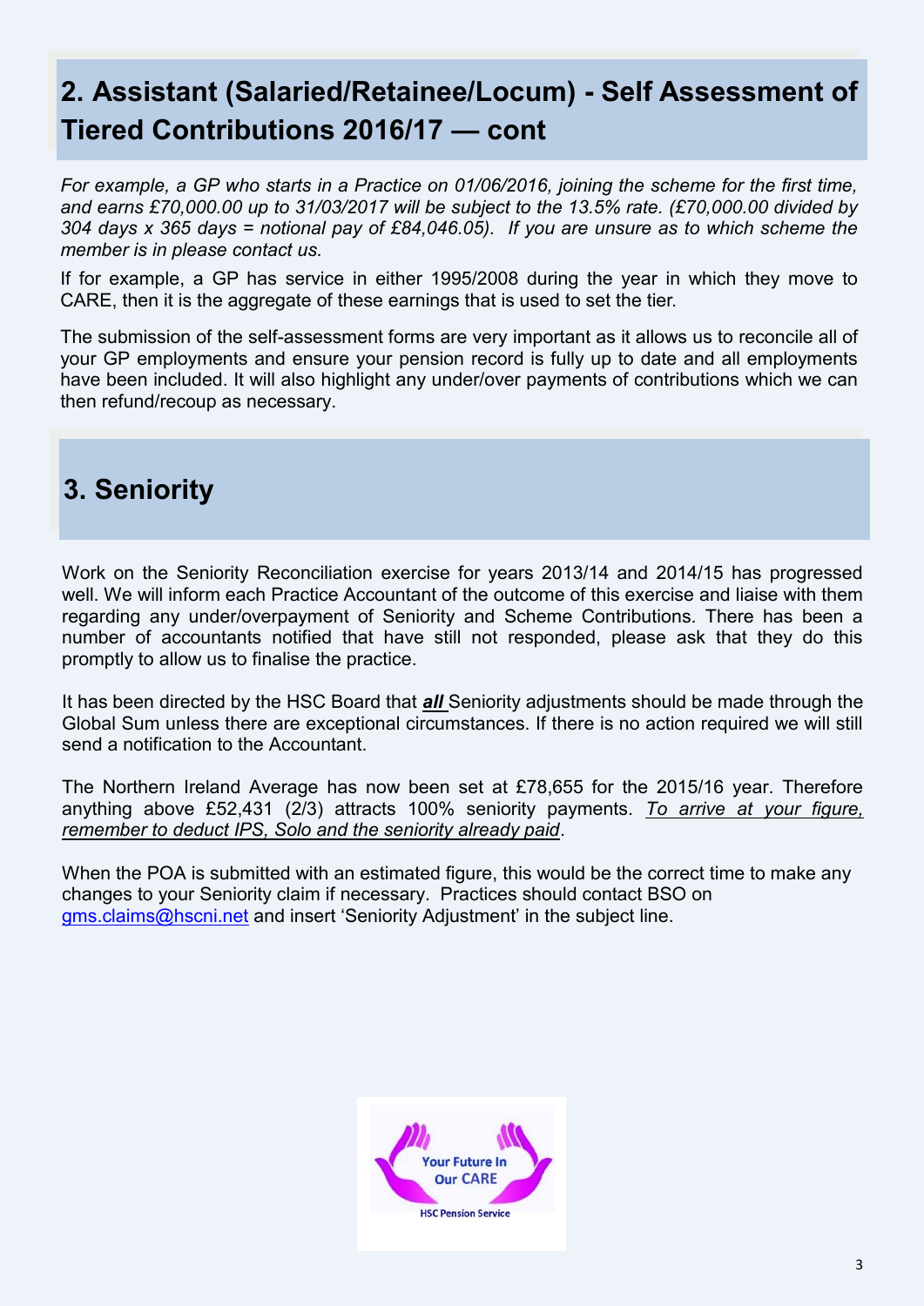## 2. Assistant (Salaried/Retainee/Locum) - Self Assessment of Tiered Contributions 2016/17 — cont

*For example, a GP who starts in a Practice on 01/06/2016, joining the scheme for the first time, and earns £70,000.00 up to 31/03/2017 will be subject to the 13.5% rate. (£70,000.00 divided by 304 days x 365 days = notional pay of £84,046.05). If you are unsure as to which scheme the member is in please contact us.*

If for example, a GP has service in either 1995/2008 during the year in which they move to CARE, then it is the aggregate of these earnings that is used to set the tier.

The submission of the self-assessment forms are very important as it allows us to reconcile all of your GP employments and ensure your pension record is fully up to date and all employments have been included. It will also highlight any under/over payments of contributions which we can then refund/recoup as necessary.

## 3. Seniority

Work on the Seniority Reconciliation exercise for years 2013/14 and 2014/15 has progressed well. We will inform each Practice Accountant of the outcome of this exercise and liaise with them regarding any under/overpayment of Seniority and Scheme Contributions. There has been a number of accountants notified that have still not responded, please ask that they do this promptly to allow us to finalise the practice.

It has been directed by the HSC Board that ***all*** Seniority adjustments should be made through the Global Sum unless there are exceptional circumstances. If there is no action required we will still send a notification to the Accountant.

The Northern Ireland Average has now been set at £78,655 for the 2015/16 year. Therefore anything above £52,431 (2/3) attracts 100% seniority payments. *To arrive at your figure, remember to deduct IPS, Solo and the seniority already paid*.

When the POA is submitted with an estimated figure, this would be the correct time to make any changes to your Seniority claim if necessary. Practices should contact BSO on gms.claims@hscni.net and insert 'Seniority Adjustment' in the subject line.

Your Future In Our CARE

HSC Pension Service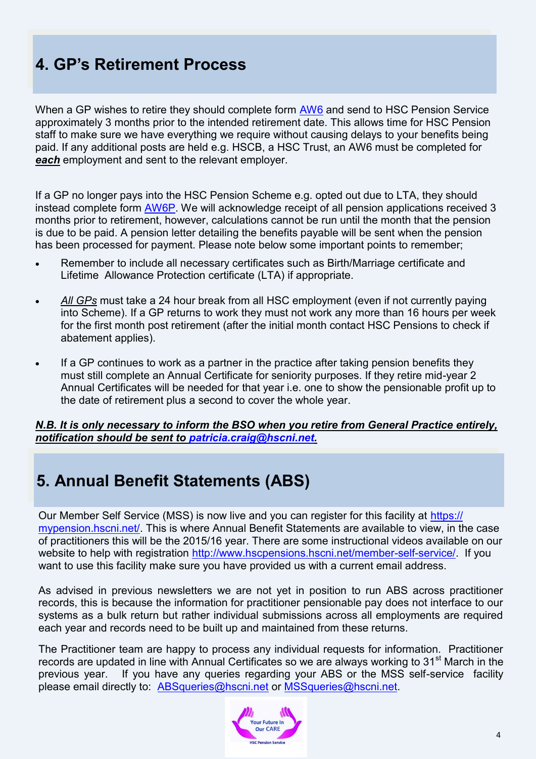## 4. GP's Retirement Process

When a GP wishes to retire they should complete form AW6 and send to HSC Pension Service approximately 3 months prior to the intended retirement date. This allows time for HSC Pension staff to make sure we have everything we require without causing delays to your benefits being paid. If any additional posts are held e.g. HSCB, a HSC Trust, an AW6 must be completed for ***each*** employment and sent to the relevant employer.

If a GP no longer pays into the HSC Pension Scheme e.g. opted out due to LTA, they should instead complete form AW6P. We will acknowledge receipt of all pension applications received 3 months prior to retirement, however, calculations cannot be run until the month that the pension is due to be paid. A pension letter detailing the benefits payable will be sent when the pension has been processed for payment. Please note below some important points to remember;

- Remember to include all necessary certificates such as Birth/Marriage certificate and Lifetime Allowance Protection certificate (LTA) if appropriate.
- *All GPs* must take a 24 hour break from all HSC employment (even if not currently paying into Scheme). If a GP returns to work they must not work any more than 16 hours per week for the first month post retirement (after the initial month contact HSC Pensions to check if abatement applies).
- If a GP continues to work as a partner in the practice after taking pension benefits they must still complete an Annual Certificate for seniority purposes. If they retire mid-year 2 Annual Certificates will be needed for that year i.e. one to show the pensionable profit up to the date of retirement plus a second to cover the whole year.

***N.B. It is only necessary to inform the BSO when you retire from General Practice entirely, notification should be sent to patricia.craig@hscni.net.***

## 5. Annual Benefit Statements (ABS)

Our Member Self Service (MSS) is now live and you can register for this facility at https://mypension.hscni.net/. This is where Annual Benefit Statements are available to view, in the case of practitioners this will be the 2015/16 year. There are some instructional videos available on our website to help with registration http://www.hscpensions.hscni.net/member-self-service/. If you want to use this facility make sure you have provided us with a current email address.

As advised in previous newsletters we are not yet in position to run ABS across practitioner records, this is because the information for practitioner pensionable pay does not interface to our systems as a bulk return but rather individual submissions across all employments are required each year and records need to be built up and maintained from these returns.

The Practitioner team are happy to process any individual requests for information. Practitioner records are updated in line with Annual Certificates so we are always working to 31st March in the previous year. If you have any queries regarding your ABS or the MSS self-service facility please email directly to: ABSqueries@hscni.net or MSSqueries@hscni.net.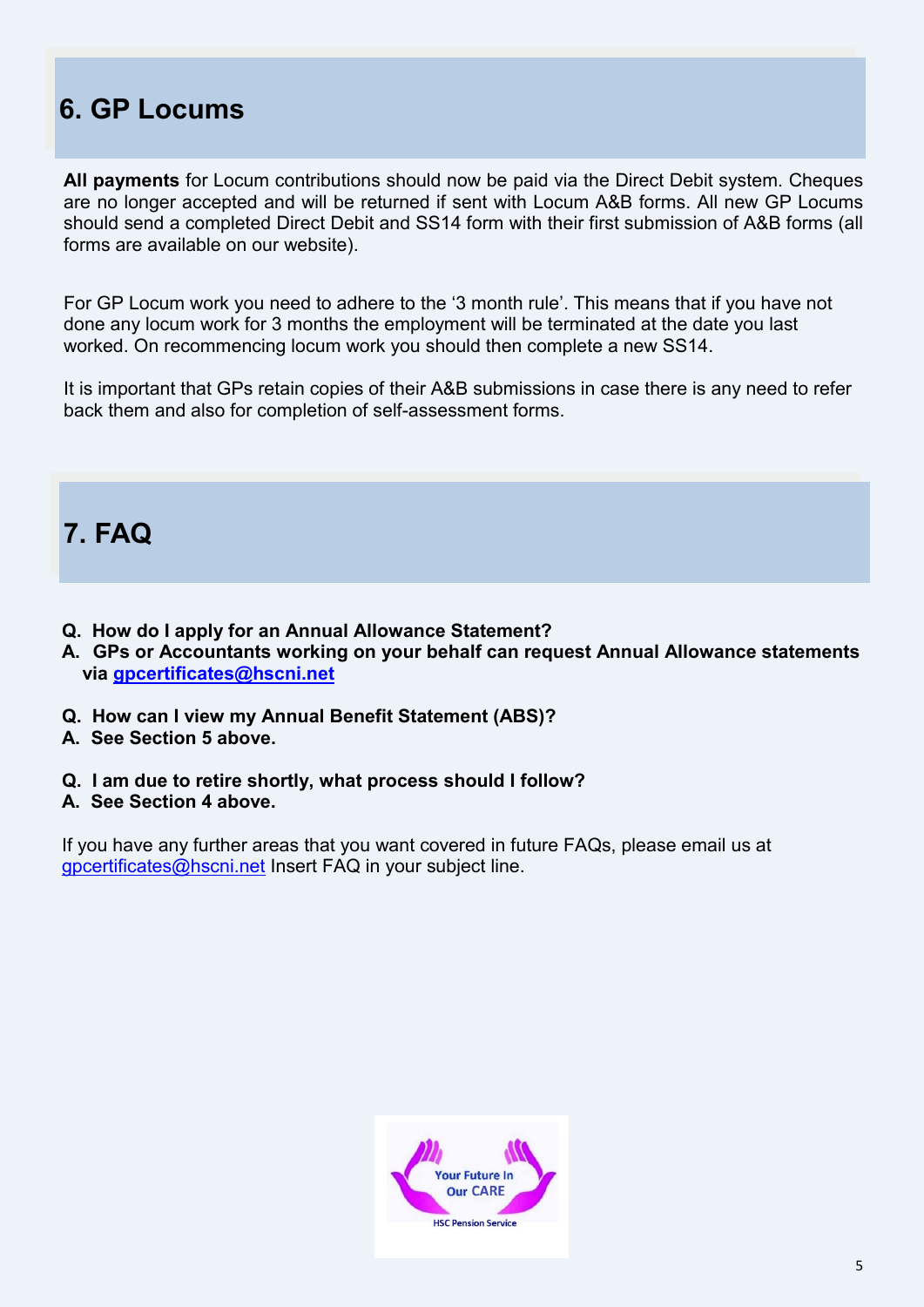## 6. GP Locums

**All payments** for Locum contributions should now be paid via the Direct Debit system. Cheques are no longer accepted and will be returned if sent with Locum A&B forms. All new GP Locums should send a completed Direct Debit and SS14 form with their first submission of A&B forms (all forms are available on our website).

For GP Locum work you need to adhere to the '3 month rule'. This means that if you have not done any locum work for 3 months the employment will be terminated at the date you last worked. On recommencing locum work you should then complete a new SS14.

It is important that GPs retain copies of their A&B submissions in case there is any need to refer back them and also for completion of self-assessment forms.

## 7. FAQ

**Q. How do I apply for an Annual Allowance Statement?**
**A. GPs or Accountants working on your behalf can request Annual Allowance statements via [gpcertificates@hscni.net](mailto:gpcertificates@hscni.net)**

**Q. How can I view my Annual Benefit Statement (ABS)?**
**A. See Section 5 above.**

**Q. I am due to retire shortly, what process should I follow?**
**A. See Section 4 above.**

If you have any further areas that you want covered in future FAQs, please email us at [gpcertificates@hscni.net](mailto:gpcertificates@hscni.net) Insert FAQ in your subject line.

Your Future In Our CARE
HSC Pension Service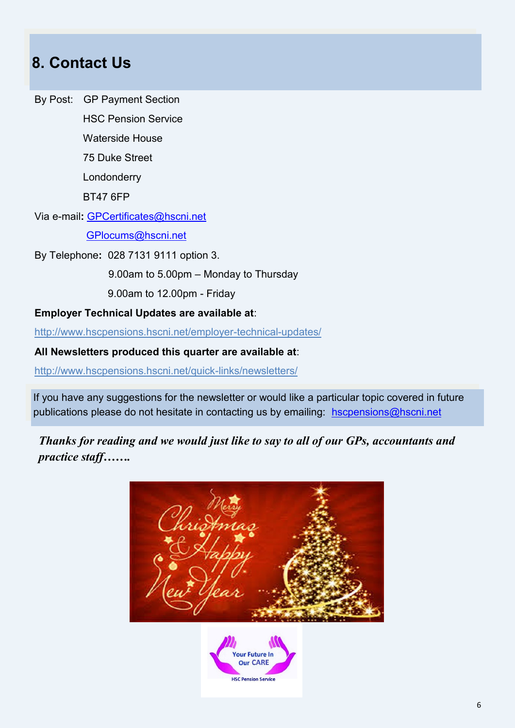## 8. Contact Us

By Post: GP Payment Section

HSC Pension Service

Waterside House

75 Duke Street

Londonderry

BT47 6FP

Via e-mail**:** GPCertificates@hscni.net

GPlocums@hscni.net

By Telephone**:** 028 7131 9111 option 3.

9.00am to 5.00pm – Monday to Thursday

9.00am to 12.00pm - Friday

**Employer Technical Updates are available at**:

http://www.hscpensions.hscni.net/employer-technical-updates/

**All Newsletters produced this quarter are available at**:

http://www.hscpensions.hscni.net/quick-links/newsletters/

If you have any suggestions for the newsletter or would like a particular topic covered in future publications please do not hesitate in contacting us by emailing: hscpensions@hscni.net

***Thanks for reading and we would just like to say to all of our GPs, accountants and practice staff…….***